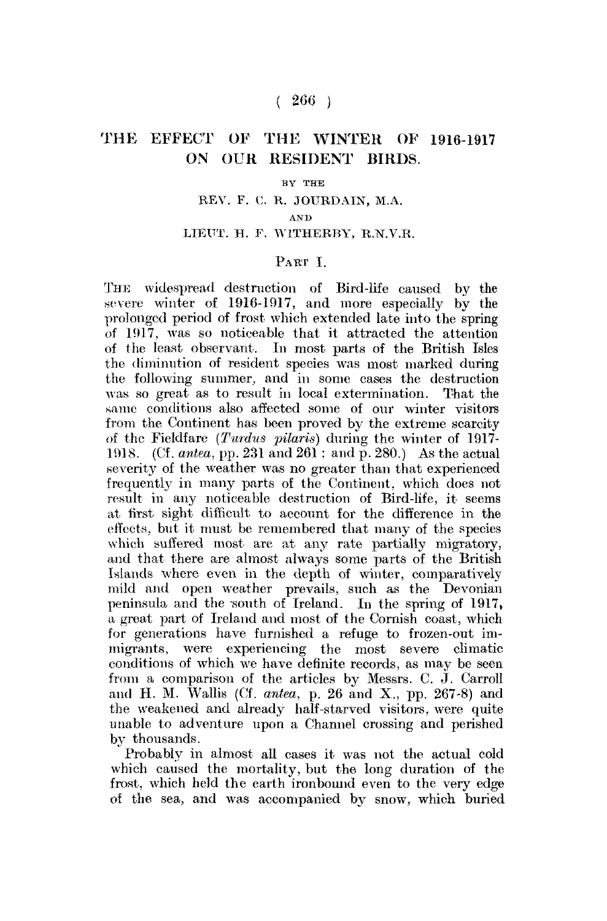# THE EFFECT OF THE WINTER OF 1916-1917 ON OUR RESIDENT BIRDS.

BY THE

REV. F. C. R. JOURDAIN, M.A.

AND

LIEUT. H. F. WITHERBY, R.N.V.R.

## PART I.

THE widespread destruction of Bird-life caused by the severe winter of 1916-1917, and more especially by the prolonged period of frost which extended late into the spring of 1917, was so noticeable that it attracted the attention of the least observant. In most parts of the British Isles the diminution of resident species was most marked during the following summer, and in some cases the destruction was so great as to result in local extermination. That the same conditions also affected some of our winter visitors from the Continent has been proved by the extreme scarcity of the Fieldfare (*Turdus pilaris*) during the winter of 1917-1918. (Cf. *antea*, pp. 231 and 261 : and p. 280.) As the actual severity of the weather was no greater than that experienced frequently in many parts of the Continent, which does not result in any noticeable destruction of Bird-life, it seems at first sight difficult to account for the difference in the effects, but it must be remembered that many of the species which suffered most are at any rate partially migratory, and that there are almost always some parts of the British Islands where even in the depth of winter, comparatively mild and open weather prevails, such as the Devonian peninsula and the south of Ireland. In the spring of 1917, a great part of Ireland and most of the Cornish coast, which for generations have furnished a refuge to frozen-out immigrants, were experiencing the most severe climatic conditions of which we have definite records, as may be seen from a comparison of the articles by Messrs. C. J. Carroll and H. M. Wallis (Cf. *antea*, p. 26 and X., pp. 267-8) and the weakened and already half-starved visitors, were quite unable to adventure upon a Channel crossing and perished by thousands.

Probably in almost all cases it was not the actual cold which caused the mortality, but the long duration of the frost, which held the earth ironbound even to the very edge of the sea, and was accompanied by snow, which buried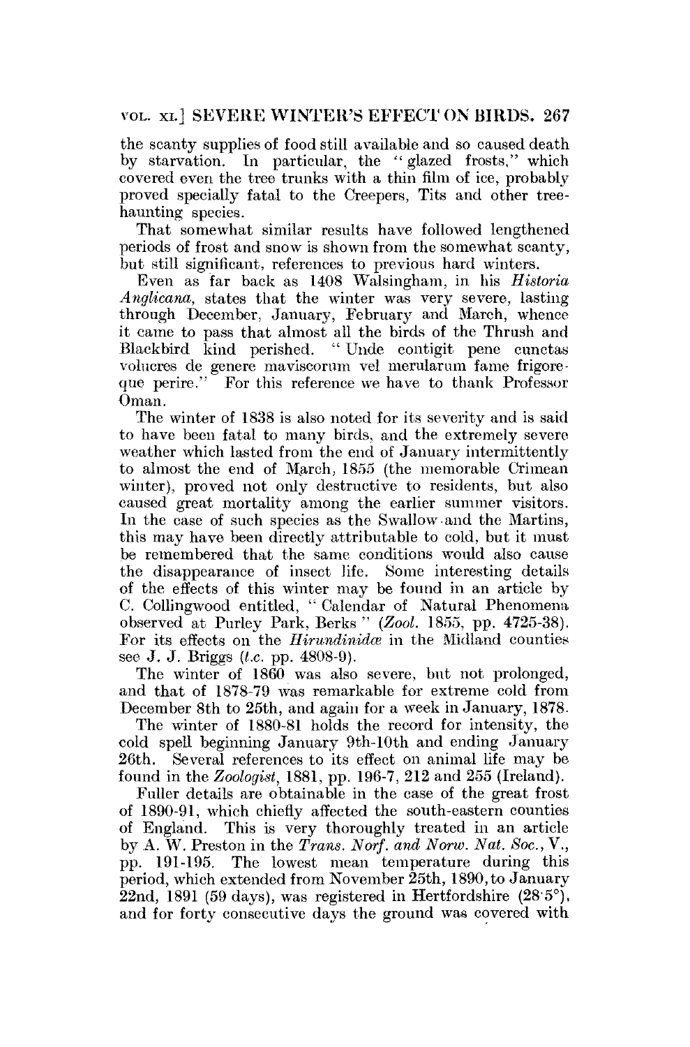the scanty supplies of food still available and so caused death by starvation. In particular, the "glazed frosts," which covered even the tree trunks with a thin film of ice, probably proved specially fatal to the Creepers, Tits and other tree-haunting species.

That somewhat similar results have followed lengthened periods of frost and snow is shown from the somewhat scanty, but still significant, references to previous hard winters.

Even as far back as 1408 Walsingham, in his *Historia Anglicana*, states that the winter was very severe, lasting through December, January, February and March, whence it came to pass that almost all the birds of the Thrush and Blackbird kind perished. "Unde contigit pene cunctas volucres de genere maviscorum vel merularum fame frigoreque perire." For this reference we have to thank Professor Oman.

The winter of 1838 is also noted for its severity and is said to have been fatal to many birds, and the extremely severe weather which lasted from the end of January intermittently to almost the end of March, 1855 (the memorable Crimean winter), proved not only destructive to residents, but also caused great mortality among the earlier summer visitors. In the case of such species as the Swallow and the Martins, this may have been directly attributable to cold, but it must be remembered that the same conditions would also cause the disappearance of insect life. Some interesting details of the effects of this winter may be found in an article by C. Collingwood entitled, "Calendar of Natural Phenomena observed at Purley Park, Berks" (*Zool.* 1855, pp. 4725-38). For its effects on the *Hirundinidæ* in the Midland counties see J. J. Briggs (*t.c.* pp. 4808-9).

The winter of 1860 was also severe, but not prolonged, and that of 1878-79 was remarkable for extreme cold from December 8th to 25th, and again for a week in January, 1878.

The winter of 1880-81 holds the record for intensity, the cold spell beginning January 9th-10th and ending January 26th. Several references to its effect on animal life may be found in the *Zoologist*, 1881, pp. 196-7, 212 and 255 (Ireland).

Fuller details are obtainable in the case of the great frost of 1890-91, which chiefly affected the south-eastern counties of England. This is very thoroughly treated in an article by A. W. Preston in the *Trans. Norf. and Norw. Nat. Soc.*, V., pp. 191-195. The lowest mean temperature during this period, which extended from November 25th, 1890, to January 22nd, 1891 (59 days), was registered in Hertfordshire (28·5°), and for forty consecutive days the ground was covered with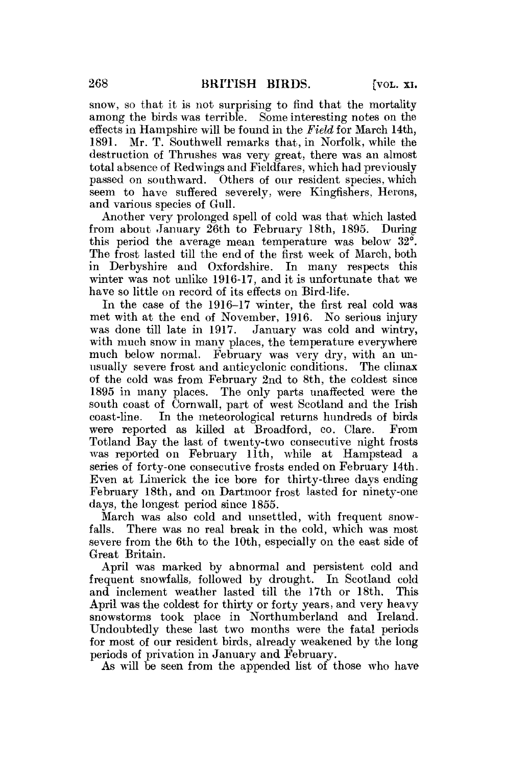snow, so that it is not surprising to find that the mortality among the birds was terrible. Some interesting notes on the effects in Hampshire will be found in the *Field* for March 14th, 1891. Mr. T. Southwell remarks that, in Norfolk, while the destruction of Thrushes was very great, there was an almost total absence of Redwings and Fieldfares, which had previously passed on southward. Others of our resident species, which seem to have suffered severely, were Kingfishers, Herons, and various species of Gull.

Another very prolonged spell of cold was that which lasted from about January 26th to February 18th, 1895. During this period the average mean temperature was below 32°. The frost lasted till the end of the first week of March, both in Derbyshire and Oxfordshire. In many respects this winter was not unlike 1916-17, and it is unfortunate that we have so little on record of its effects on Bird-life.

In the case of the 1916–17 winter, the first real cold was met with at the end of November, 1916. No serious injury was done till late in 1917. January was cold and wintry, with much snow in many places, the temperature everywhere much below normal. February was very dry, with an unusually severe frost and anticyclonic conditions. The climax of the cold was from February 2nd to 8th, the coldest since 1895 in many places. The only parts unaffected were the south coast of Cornwall, part of west Scotland and the Irish coast-line. In the meteorological returns hundreds of birds were reported as killed at Broadford, co. Clare. From Totland Bay the last of twenty-two consecutive night frosts was reported on February 11th, while at Hampstead a series of forty-one consecutive frosts ended on February 14th. Even at Limerick the ice bore for thirty-three days ending February 18th, and on Dartmoor frost lasted for ninety-one days, the longest period since 1855.

March was also cold and unsettled, with frequent snowfalls. There was no real break in the cold, which was most severe from the 6th to the 10th, especially on the east side of Great Britain.

April was marked by abnormal and persistent cold and frequent snowfalls, followed by drought. In Scotland cold and inclement weather lasted till the 17th or 18th. This April was the coldest for thirty or forty years, and very heavy snowstorms took place in Northumberland and Ireland. Undoubtedly these last two months were the fatal periods for most of our resident birds, already weakened by the long periods of privation in January and February.

As will be seen from the appended list of those who have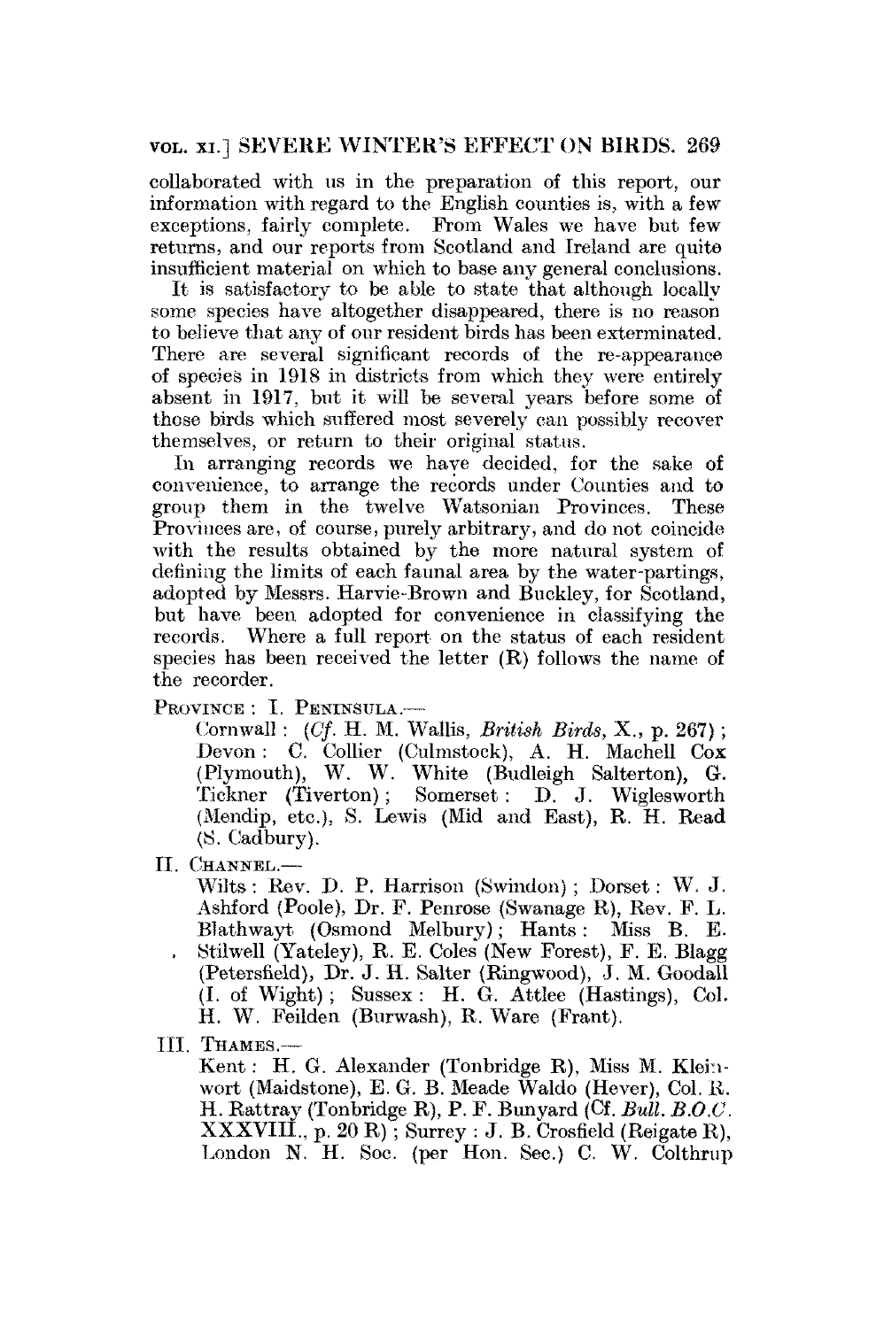collaborated with us in the preparation of this report, our information with regard to the English counties is, with a few exceptions, fairly complete. From Wales we have but few returns, and our reports from Scotland and Ireland are quite insufficient material on which to base any general conclusions.

It is satisfactory to be able to state that although locally some species have altogether disappeared, there is no reason to believe that any of our resident birds has been exterminated. There are several significant records of the re-appearance of species in 1918 in districts from which they were entirely absent in 1917, but it will be several years before some of those birds which suffered most severely can possibly recover themselves, or return to their original status.

In arranging records we have decided, for the sake of convenience, to arrange the records under Counties and to group them in the twelve Watsonian Provinces. These Provinces are, of course, purely arbitrary, and do not coincide with the results obtained by the more natural system of defining the limits of each faunal area by the water-partings, adopted by Messrs. Harvie-Brown and Buckley, for Scotland, but have been adopted for convenience in classifying the records. Where a full report on the status of each resident species has been received the letter (R) follows the name of the recorder.

PROVINCE: I. PENINSULA.—

Cornwall: (*Cf.* H. M. Wallis, *British Birds*, X., p. 267); Devon: C. Collier (Culmstock), A. H. Machell Cox (Plymouth), W. W. White (Budleigh Salterton), G. Tickner (Tiverton); Somerset: D. J. Wiglesworth (Mendip, etc.), S. Lewis (Mid and East), R. H. Read (S. Cadbury).

II. CHANNEL.—

Wilts: Rev. D. P. Harrison (Swindon); Dorset: W. J. Ashford (Poole), Dr. F. Penrose (Swanage R), Rev. F. L. Blathwayt (Osmond Melbury); Hants: Miss B. E. Stilwell (Yateley), R. E. Coles (New Forest), F. E. Blagg (Petersfield), Dr. J. H. Salter (Ringwood), J. M. Goodall (I. of Wight); Sussex: H. G. Attlee (Hastings), Col. H. W. Feilden (Burwash), R. Ware (Frant).

III. THAMES.—

Kent: H. G. Alexander (Tonbridge R), Miss M. Kleinwort (Maidstone), E. G. B. Meade Waldo (Hever), Col. R. H. Rattray (Tonbridge R), P. F. Bunyard (Cf. *Bull. B.O.C.* XXXVIII., p. 20 R); Surrey: J. B. Crosfield (Reigate R), London N. H. Soc. (per Hon. Sec.) C. W. Colthrup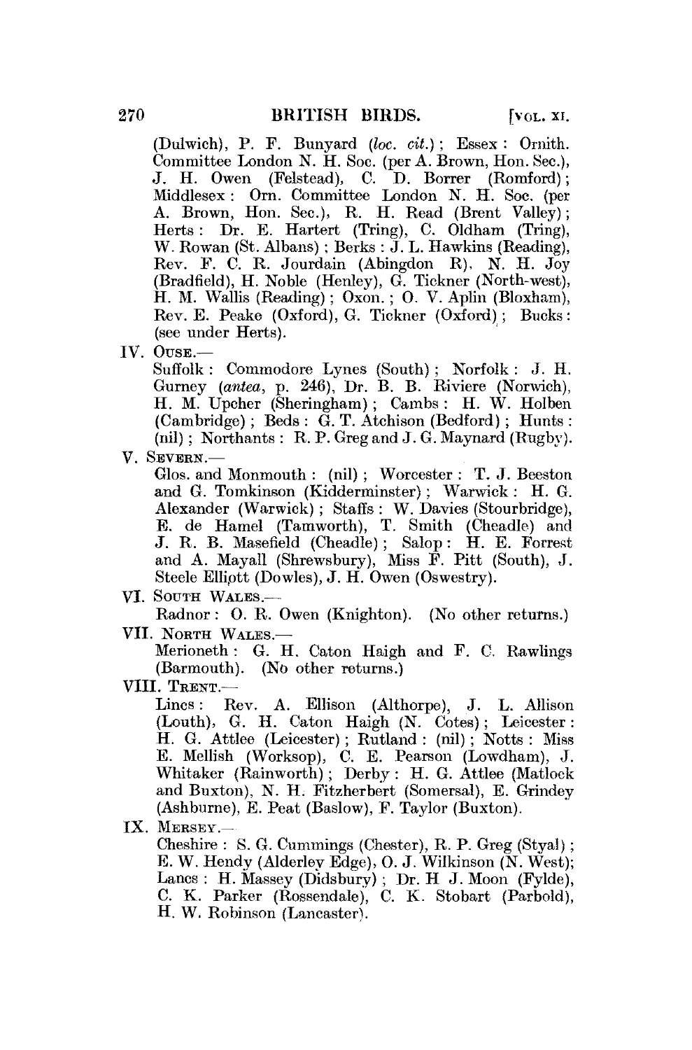(Dulwich), P. F. Bunyard (*loc. cit.*); Essex: Ornith. Committee London N. H. Soc. (per A. Brown, Hon. Sec.), J. H. Owen (Felstead), C. D. Borrer (Romford); Middlesex: Orn. Committee London N. H. Soc. (per A. Brown, Hon. Sec.), R. H. Read (Brent Valley); Herts: Dr. E. Hartert (Tring), C. Oldham (Tring), W. Rowan (St. Albans); Berks: J. L. Hawkins (Reading), Rev. F. C. R. Jourdain (Abingdon R), N. H. Joy (Bradfield), H. Noble (Henley), G. Tickner (North-west), H. M. Wallis (Reading); Oxon.; O. V. Aplin (Bloxham), Rev. E. Peake (Oxford), G. Tickner (Oxford); Bucks: (see under Herts).

IV. OUSE.—
Suffolk: Commodore Lynes (South); Norfolk: J. H. Gurney (*antea*, p. 246), Dr. B. B. Riviere (Norwich), H. M. Upcher (Sheringham); Cambs: H. W. Holben (Cambridge); Beds: G. T. Atchison (Bedford); Hunts: (nil); Northants: R. P. Greg and J. G. Maynard (Rugby).

V. SEVERN.—
Glos. and Monmouth: (nil); Worcester: T. J. Beeston and G. Tomkinson (Kidderminster); Warwick: H. G. Alexander (Warwick); Staffs: W. Davies (Stourbridge), E. de Hamel (Tamworth), T. Smith (Cheadle) and J. R. B. Masefield (Cheadle); Salop: H. E. Forrest and A. Mayall (Shrewsbury), Miss F. Pitt (South), J. Steele Elliott (Dowles), J. H. Owen (Oswestry).

VI. SOUTH WALES.—
Radnor: O. R. Owen (Knighton). (No other returns.)

VII. NORTH WALES.—
Merioneth: G. H. Caton Haigh and F. C. Rawlings (Barmouth). (No other returns.)

VIII. TRENT.—
Lincs: Rev. A. Ellison (Althorpe), J. L. Allison (Louth), G. H. Caton Haigh (N. Cotes); Leicester: H. G. Attlee (Leicester); Rutland: (nil); Notts: Miss E. Mellish (Worksop), C. E. Pearson (Lowdham), J. Whitaker (Rainworth); Derby: H. G. Attlee (Matlock and Buxton), N. H. Fitzherbert (Somersal), E. Grindey (Ashburne), E. Peat (Baslow), F. Taylor (Buxton).

IX. MERSEY.—
Cheshire: S. G. Cummings (Chester), R. P. Greg (Styal); E. W. Hendy (Alderley Edge), O. J. Wilkinson (N. West); Lancs: H. Massey (Didsbury); Dr. H J. Moon (Fylde), C. K. Parker (Rossendale), C. K. Stobart (Parbold), H. W. Robinson (Lancaster).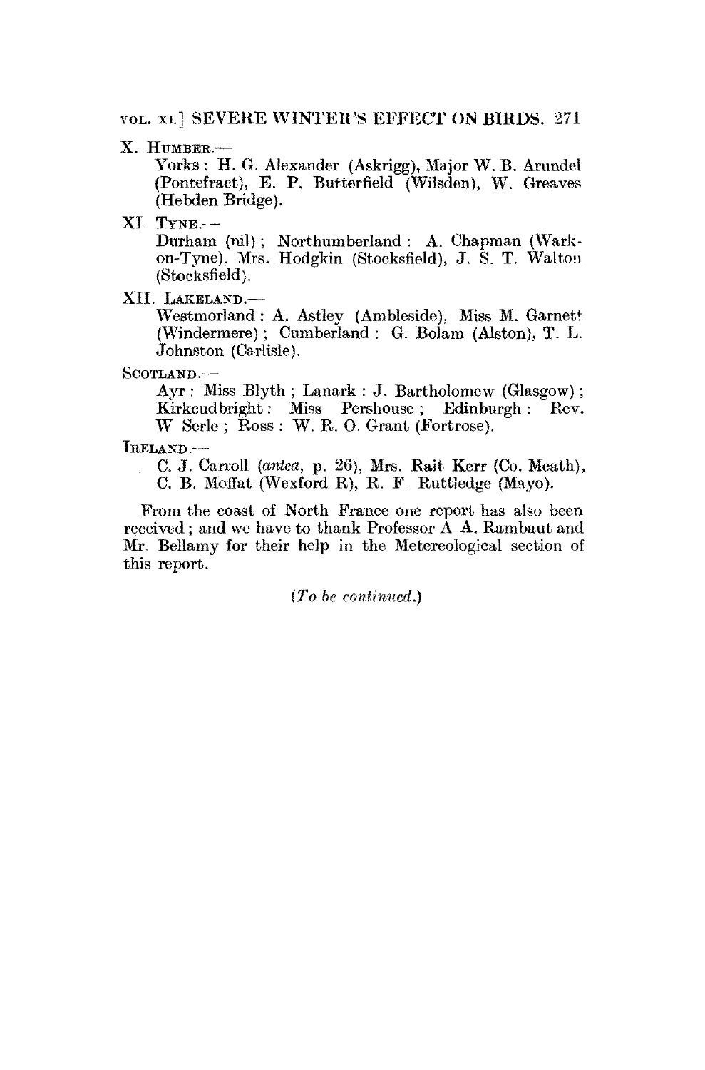X. HUMBER.—

Yorks: H. G. Alexander (Askrigg), Major W. B. Arundel (Pontefract), E. P. Butterfield (Wilsden), W. Greaves (Hebden Bridge).

XI TYNE.—

Durham (nil); Northumberland: A. Chapman (Wark-on-Tyne). Mrs. Hodgkin (Stocksfield), J. S. T. Walton (Stocksfield).

XII. LAKELAND.—

Westmorland: A. Astley (Ambleside), Miss M. Garnett (Windermere); Cumberland: G. Bolam (Alston), T. L. Johnston (Carlisle).

SCOTLAND.—

Ayr: Miss Blyth; Lanark: J. Bartholomew (Glasgow); Kirkcudbright: Miss Pershouse; Edinburgh: Rev. W Serle; Ross: W. R. O. Grant (Fortrose).

IRELAND.—

C. J. Carroll (*antea*, p. 26), Mrs. Rait Kerr (Co. Meath), C. B. Moffat (Wexford R), R. F. Ruttledge (Mayo).

From the coast of North France one report has also been received; and we have to thank Professor A A. Rambaut and Mr. Bellamy for their help in the Metereological section of this report.

(*To be continued.*)